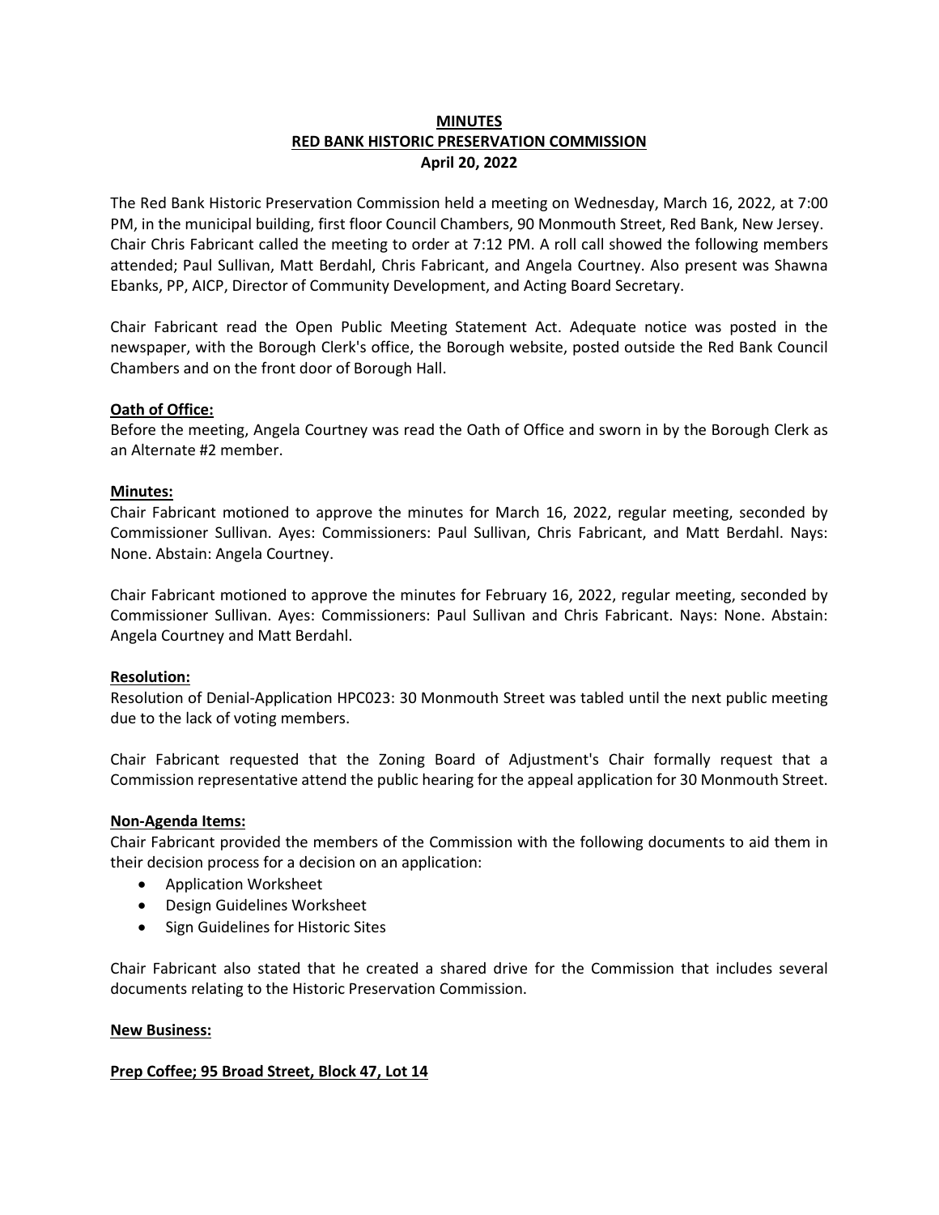# MINUTES
# RED BANK HISTORIC PRESERVATION COMMISSION
## April 20, 2022

The Red Bank Historic Preservation Commission held a meeting on Wednesday, March 16, 2022, at 7:00 PM, in the municipal building, first floor Council Chambers, 90 Monmouth Street, Red Bank, New Jersey. Chair Chris Fabricant called the meeting to order at 7:12 PM. A roll call showed the following members attended; Paul Sullivan, Matt Berdahl, Chris Fabricant, and Angela Courtney. Also present was Shawna Ebanks, PP, AICP, Director of Community Development, and Acting Board Secretary.

Chair Fabricant read the Open Public Meeting Statement Act. Adequate notice was posted in the newspaper, with the Borough Clerk's office, the Borough website, posted outside the Red Bank Council Chambers and on the front door of Borough Hall.

**Oath of Office:**

Before the meeting, Angela Courtney was read the Oath of Office and sworn in by the Borough Clerk as an Alternate #2 member.

**Minutes:**

Chair Fabricant motioned to approve the minutes for March 16, 2022, regular meeting, seconded by Commissioner Sullivan. Ayes: Commissioners: Paul Sullivan, Chris Fabricant, and Matt Berdahl. Nays: None. Abstain: Angela Courtney.

Chair Fabricant motioned to approve the minutes for February 16, 2022, regular meeting, seconded by Commissioner Sullivan. Ayes: Commissioners: Paul Sullivan and Chris Fabricant. Nays: None. Abstain: Angela Courtney and Matt Berdahl.

**Resolution:**

Resolution of Denial-Application HPC023: 30 Monmouth Street was tabled until the next public meeting due to the lack of voting members.

Chair Fabricant requested that the Zoning Board of Adjustment's Chair formally request that a Commission representative attend the public hearing for the appeal application for 30 Monmouth Street.

**Non-Agenda Items:**

Chair Fabricant provided the members of the Commission with the following documents to aid them in their decision process for a decision on an application:

- Application Worksheet
- Design Guidelines Worksheet
- Sign Guidelines for Historic Sites

Chair Fabricant also stated that he created a shared drive for the Commission that includes several documents relating to the Historic Preservation Commission.

**New Business:**

**Prep Coffee; 95 Broad Street, Block 47, Lot 14**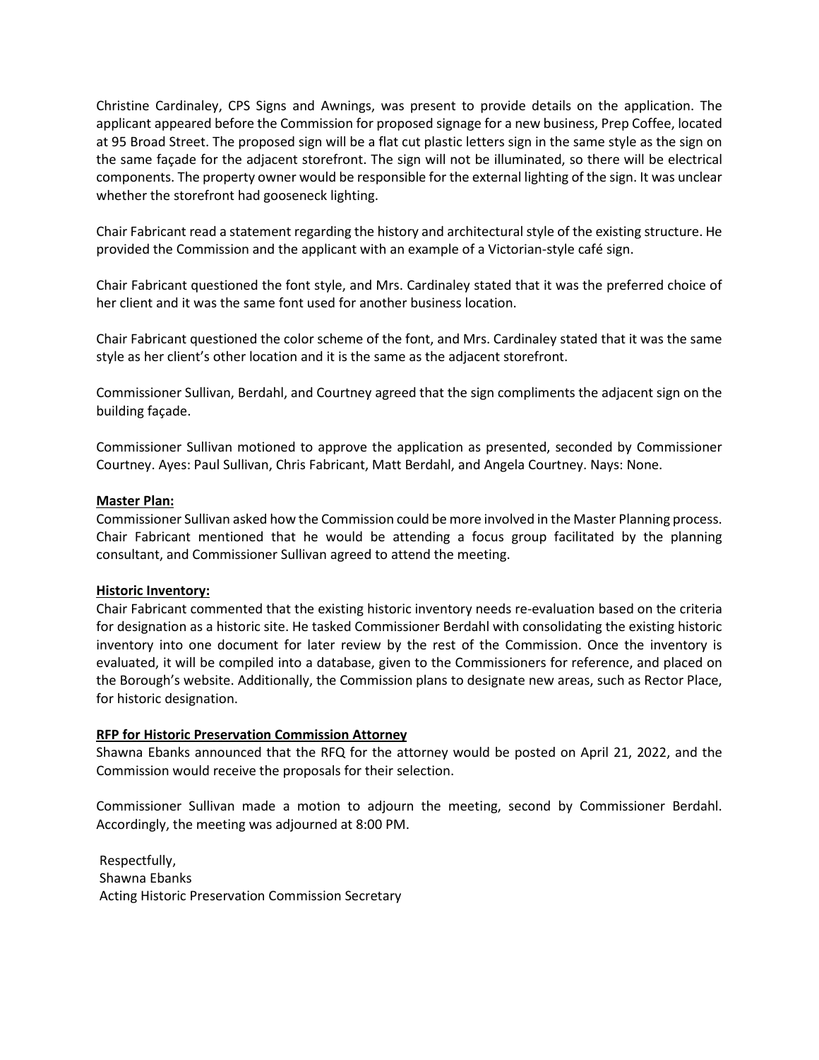Christine Cardinaley, CPS Signs and Awnings, was present to provide details on the application. The applicant appeared before the Commission for proposed signage for a new business, Prep Coffee, located at 95 Broad Street. The proposed sign will be a flat cut plastic letters sign in the same style as the sign on the same façade for the adjacent storefront. The sign will not be illuminated, so there will be electrical components. The property owner would be responsible for the external lighting of the sign. It was unclear whether the storefront had gooseneck lighting.

Chair Fabricant read a statement regarding the history and architectural style of the existing structure. He provided the Commission and the applicant with an example of a Victorian-style café sign.

Chair Fabricant questioned the font style, and Mrs. Cardinaley stated that it was the preferred choice of her client and it was the same font used for another business location.

Chair Fabricant questioned the color scheme of the font, and Mrs. Cardinaley stated that it was the same style as her client's other location and it is the same as the adjacent storefront.

Commissioner Sullivan, Berdahl, and Courtney agreed that the sign compliments the adjacent sign on the building façade.

Commissioner Sullivan motioned to approve the application as presented, seconded by Commissioner Courtney. Ayes: Paul Sullivan, Chris Fabricant, Matt Berdahl, and Angela Courtney. Nays: None.

**Master Plan:**

Commissioner Sullivan asked how the Commission could be more involved in the Master Planning process. Chair Fabricant mentioned that he would be attending a focus group facilitated by the planning consultant, and Commissioner Sullivan agreed to attend the meeting.

**Historic Inventory:**

Chair Fabricant commented that the existing historic inventory needs re-evaluation based on the criteria for designation as a historic site. He tasked Commissioner Berdahl with consolidating the existing historic inventory into one document for later review by the rest of the Commission. Once the inventory is evaluated, it will be compiled into a database, given to the Commissioners for reference, and placed on the Borough's website. Additionally, the Commission plans to designate new areas, such as Rector Place, for historic designation.

**RFP for Historic Preservation Commission Attorney**

Shawna Ebanks announced that the RFQ for the attorney would be posted on April 21, 2022, and the Commission would receive the proposals for their selection.

Commissioner Sullivan made a motion to adjourn the meeting, second by Commissioner Berdahl. Accordingly, the meeting was adjourned at 8:00 PM.

Respectfully,
Shawna Ebanks
Acting Historic Preservation Commission Secretary